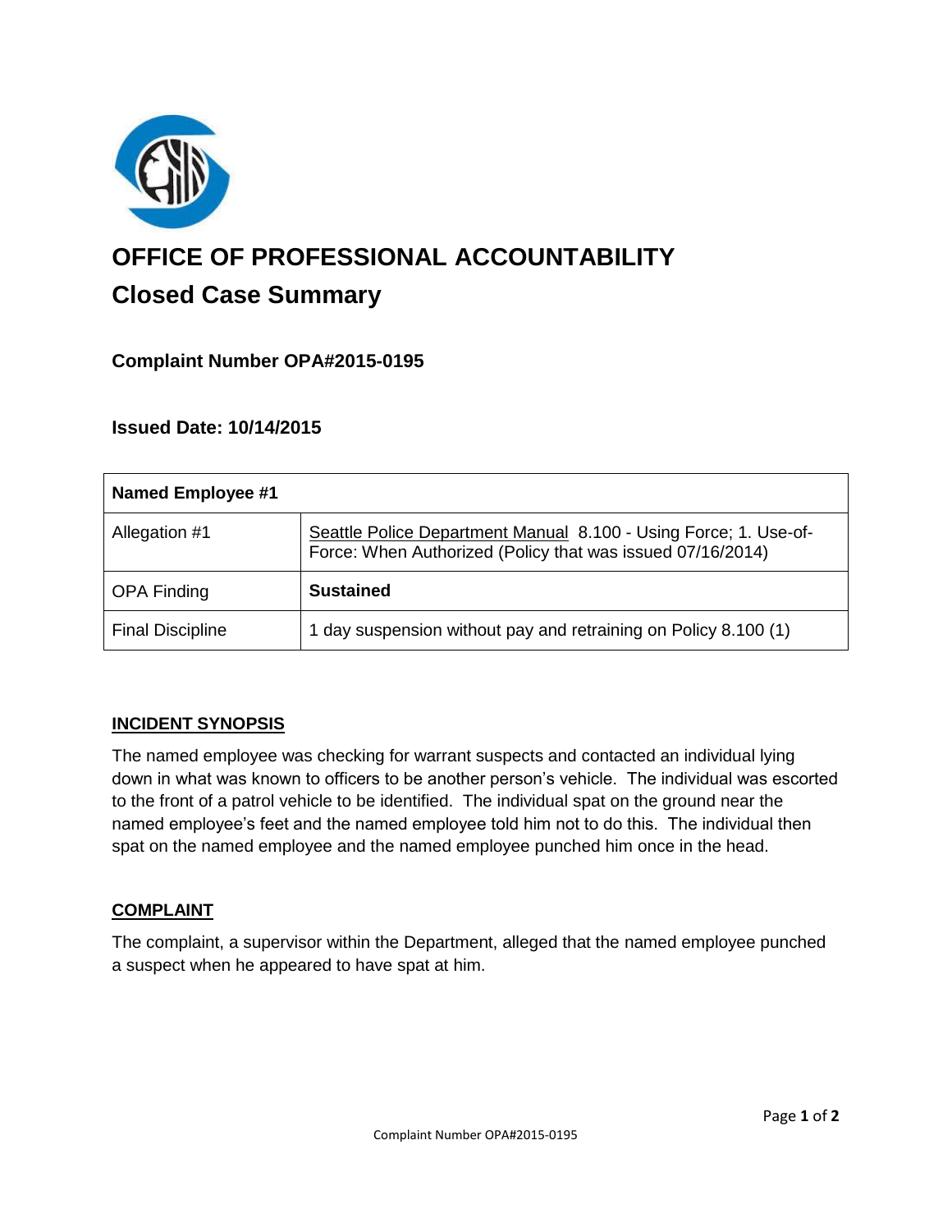# OFFICE OF PROFESSIONAL ACCOUNTABILITY

## Closed Case Summary

### Complaint Number OPA#2015-0195

### Issued Date: 10/14/2015

| Named Employee #1 | |
|---|---|
| Allegation #1 | Seattle Police Department Manual 8.100 - Using Force; 1. Use-of-Force: When Authorized (Policy that was issued 07/16/2014) |
| OPA Finding | **Sustained** |
| Final Discipline | 1 day suspension without pay and retraining on Policy 8.100 (1) |

**INCIDENT SYNOPSIS**

The named employee was checking for warrant suspects and contacted an individual lying down in what was known to officers to be another person's vehicle. The individual was escorted to the front of a patrol vehicle to be identified. The individual spat on the ground near the named employee's feet and the named employee told him not to do this. The individual then spat on the named employee and the named employee punched him once in the head.

**COMPLAINT**

The complaint, a supervisor within the Department, alleged that the named employee punched a suspect when he appeared to have spat at him.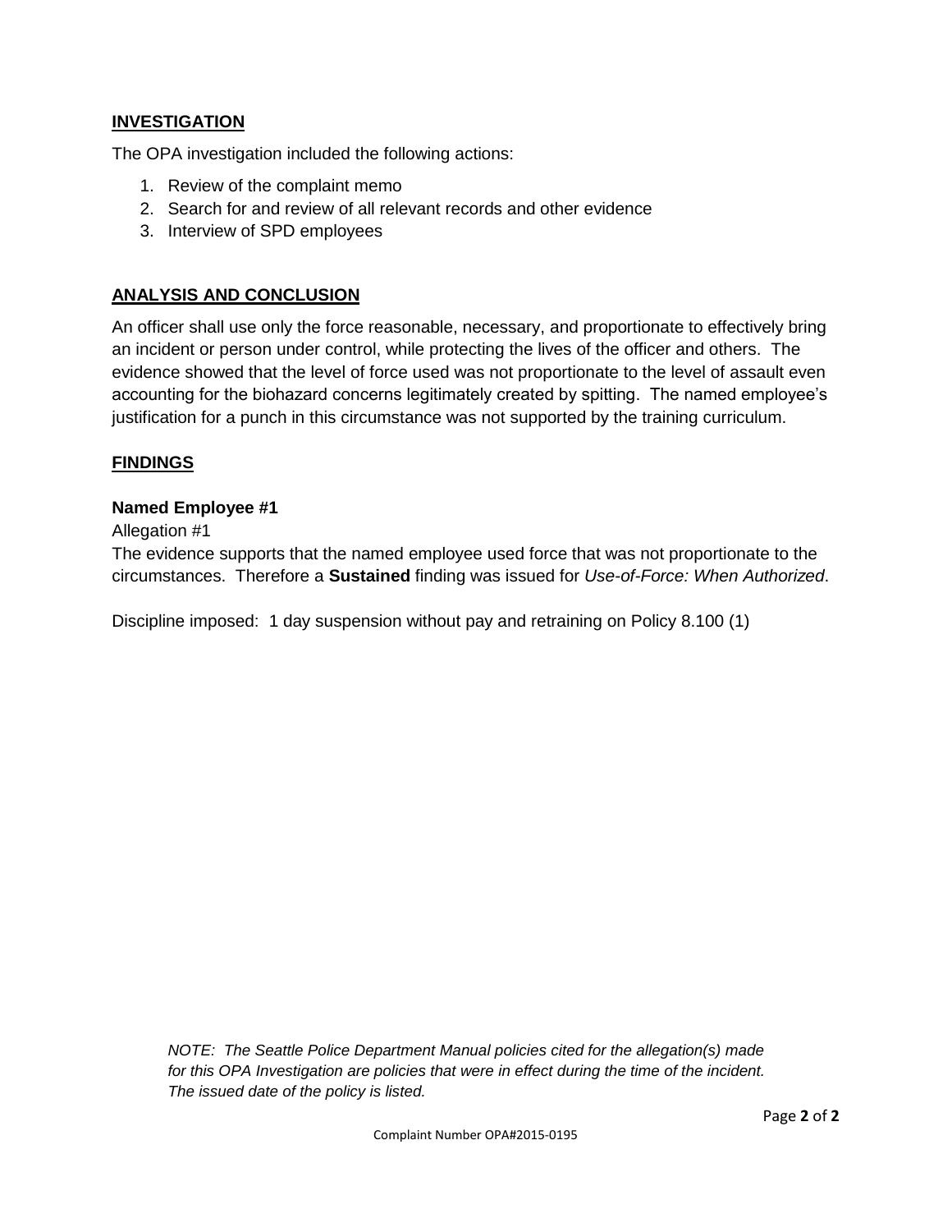## INVESTIGATION

The OPA investigation included the following actions:

1. Review of the complaint memo
2. Search for and review of all relevant records and other evidence
3. Interview of SPD employees

## ANALYSIS AND CONCLUSION

An officer shall use only the force reasonable, necessary, and proportionate to effectively bring an incident or person under control, while protecting the lives of the officer and others. The evidence showed that the level of force used was not proportionate to the level of assault even accounting for the biohazard concerns legitimately created by spitting. The named employee's justification for a punch in this circumstance was not supported by the training curriculum.

## FINDINGS

**Named Employee #1**

Allegation #1

The evidence supports that the named employee used force that was not proportionate to the circumstances. Therefore a **Sustained** finding was issued for *Use-of-Force: When Authorized*.

Discipline imposed: 1 day suspension without pay and retraining on Policy 8.100 (1)

*NOTE: The Seattle Police Department Manual policies cited for the allegation(s) made for this OPA Investigation are policies that were in effect during the time of the incident. The issued date of the policy is listed.*

Complaint Number OPA#2015-0195